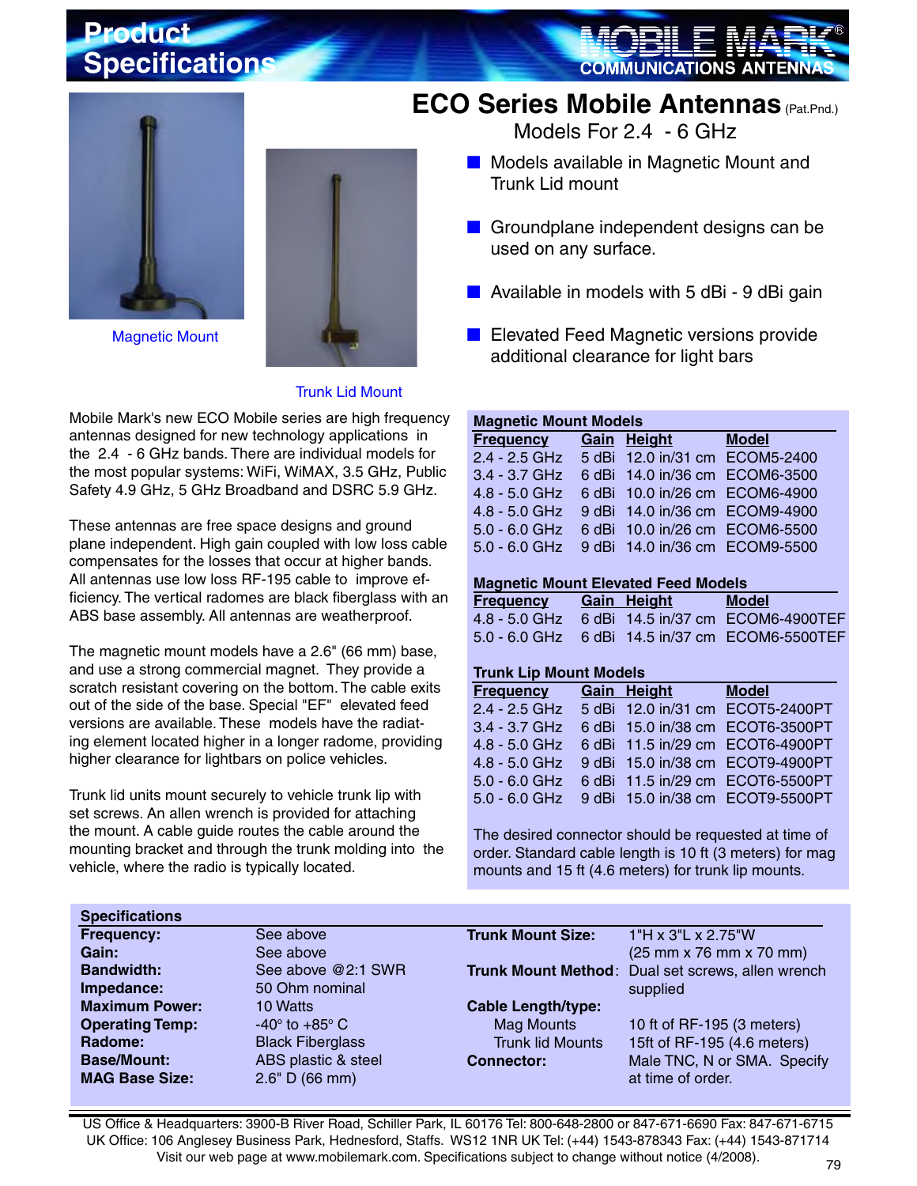# Product Specifications

MOBILE MARK® COMMUNICATIONS ANTENNAS

## ECO Series Mobile Antennas (Pat.Pnd.)

### Models For 2.4 - 6 GHz

Magnetic Mount

Trunk Lid Mount

- Models available in Magnetic Mount and Trunk Lid mount
- Groundplane independent designs can be used on any surface.
- Available in models with 5 dBi - 9 dBi gain
- Elevated Feed Magnetic versions provide additional clearance for light bars

Mobile Mark's new ECO Mobile series are high frequency antennas designed for new technology applications in the 2.4 - 6 GHz bands. There are individual models for the most popular systems: WiFi, WiMAX, 3.5 GHz, Public Safety 4.9 GHz, 5 GHz Broadband and DSRC 5.9 GHz.

These antennas are free space designs and ground plane independent. High gain coupled with low loss cable compensates for the losses that occur at higher bands. All antennas use low loss RF-195 cable to improve efficiency. The vertical radomes are black fiberglass with an ABS base assembly. All antennas are weatherproof.

The magnetic mount models have a 2.6" (66 mm) base, and use a strong commercial magnet. They provide a scratch resistant covering on the bottom. The cable exits out of the side of the base. Special "EF" elevated feed versions are available. These models have the radiating element located higher in a longer radome, providing higher clearance for lightbars on police vehicles.

Trunk lid units mount securely to vehicle trunk lip with set screws. An allen wrench is provided for attaching the mount. A cable guide routes the cable around the mounting bracket and through the trunk molding into the vehicle, where the radio is typically located.

**Magnetic Mount Models**

| Frequency | Gain | Height | Model |
|---|---|---|---|
| 2.4 - 2.5 GHz | 5 dBi | 12.0 in/31 cm | ECOM5-2400 |
| 3.4 - 3.7 GHz | 6 dBi | 14.0 in/36 cm | ECOM6-3500 |
| 4.8 - 5.0 GHz | 6 dBi | 10.0 in/26 cm | ECOM6-4900 |
| 4.8 - 5.0 GHz | 9 dBi | 14.0 in/36 cm | ECOM9-4900 |
| 5.0 - 6.0 GHz | 6 dBi | 10.0 in/26 cm | ECOM6-5500 |
| 5.0 - 6.0 GHz | 9 dBi | 14.0 in/36 cm | ECOM9-5500 |

**Magnetic Mount Elevated Feed Models**

| Frequency | Gain | Height | Model |
|---|---|---|---|
| 4.8 - 5.0 GHz | 6 dBi | 14.5 in/37 cm | ECOM6-4900TEF |
| 5.0 - 6.0 GHz | 6 dBi | 14.5 in/37 cm | ECOM6-5500TEF |

**Trunk Lip Mount Models**

| Frequency | Gain | Height | Model |
|---|---|---|---|
| 2.4 - 2.5 GHz | 5 dBi | 12.0 in/31 cm | ECOT5-2400PT |
| 3.4 - 3.7 GHz | 6 dBi | 15.0 in/38 cm | ECOT6-3500PT |
| 4.8 - 5.0 GHz | 6 dBi | 11.5 in/29 cm | ECOT6-4900PT |
| 4.8 - 5.0 GHz | 9 dBi | 15.0 in/38 cm | ECOT9-4900PT |
| 5.0 - 6.0 GHz | 6 dBi | 11.5 in/29 cm | ECOT6-5500PT |
| 5.0 - 6.0 GHz | 9 dBi | 15.0 in/38 cm | ECOT9-5500PT |

The desired connector should be requested at time of order. Standard cable length is 10 ft (3 meters) for mag mounts and 15 ft (4.6 meters) for trunk lip mounts.

**Specifications**

| | |
|---|---|
| **Frequency:** | See above |
| **Gain:** | See above |
| **Bandwidth:** | See above @2:1 SWR |
| **Impedance:** | 50 Ohm nominal |
| **Maximum Power:** | 10 Watts |
| **Operating Temp:** | -40° to +85° C |
| **Radome:** | Black Fiberglass |
| **Base/Mount:** | ABS plastic & steel |
| **MAG Base Size:** | 2.6" D (66 mm) |
| **Trunk Mount Size:** | 1"H x 3"L x 2.75"W (25 mm x 76 mm x 70 mm) |
| **Trunk Mount Method:** | Dual set screws, allen wrench supplied |
| **Cable Length/type:** | |
| Mag Mounts | 10 ft of RF-195 (3 meters) |
| Trunk lid Mounts | 15ft of RF-195 (4.6 meters) |
| **Connector:** | Male TNC, N or SMA. Specify at time of order. |

US Office & Headquarters: 3900-B River Road, Schiller Park, IL 60176 Tel: 800-648-2800 or 847-671-6690 Fax: 847-671-6715
UK Office: 106 Anglesey Business Park, Hednesford, Staffs. WS12 1NR UK Tel: (+44) 1543-878343 Fax: (+44) 1543-871714
Visit our web page at www.mobilemark.com. Specifications subject to change without notice (4/2008).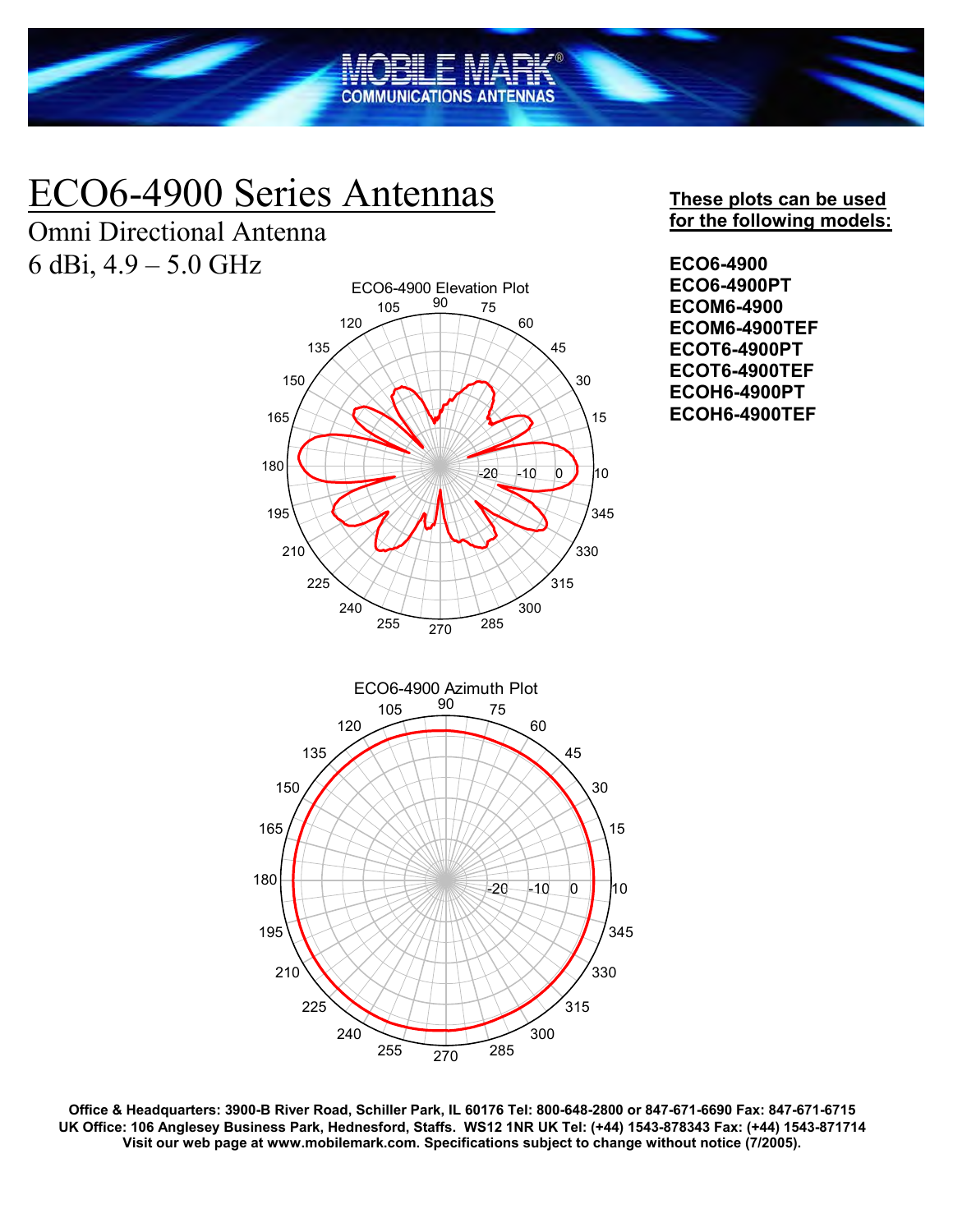# ECO6-4900 Series Antennas

Omni Directional Antenna

6 dBi, 4.9 – 5.0 GHz

**These plots can be used for the following models:**

**ECO6-4900**
**ECO6-4900PT**
**ECOM6-4900**
**ECOM6-4900TEF**
**ECOT6-4900PT**
**ECOT6-4900TEF**
**ECOH6-4900PT**
**ECOH6-4900TEF**

ECO6-4900 Elevation Plot

90, 105, 75, 120, 60, 135, 45, 150, 30, 165, 15, 180, 10, 195, 345, 210, 330, 225, 315, 240, 300, 255, 270, 285

-20 -10 0

ECO6-4900 Azimuth Plot

90, 105, 75, 120, 60, 135, 45, 150, 30, 165, 15, 180, 10, 195, 345, 210, 330, 225, 315, 240, 300, 255, 270, 285

-20 -10 0

**Office & Headquarters: 3900-B River Road, Schiller Park, IL 60176 Tel: 800-648-2800 or 847-671-6690 Fax: 847-671-6715**
**UK Office: 106 Anglesey Business Park, Hednesford, Staffs. WS12 1NR UK Tel: (+44) 1543-878343 Fax: (+44) 1543-871714**
**Visit our web page at www.mobilemark.com. Specifications subject to change without notice (7/2005).**